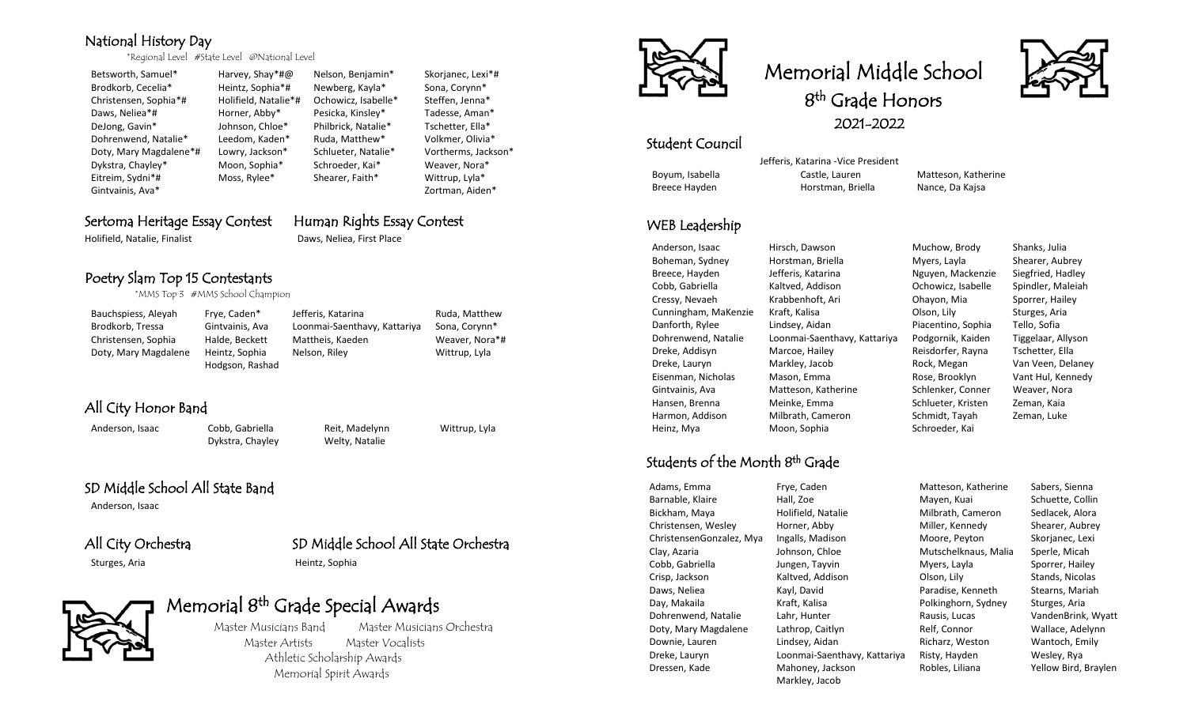# Memorial Middle School

## 8th Grade Honors

## 2021-2022

### National History Day

*Regional Level #State Level @National Level

| | | | |
|---|---|---|---|
| Betsworth, Samuel* | Harvey, Shay*#@ | Nelson, Benjamin* | Skorjanec, Lexi*# |
| Brodkorb, Cecelia* | Heintz, Sophia*# | Newberg, Kayla* | Sona, Corynn* |
| Christensen, Sophia*# | Holifield, Natalie*# | Ochowicz, Isabelle* | Steffen, Jenna* |
| Daws, Neliea*# | Horner, Abby* | Pesicka, Kinsley* | Tadesse, Aman* |
| DeJong, Gavin* | Johnson, Chloe* | Philbrick, Natalie* | Tschetter, Ella* |
| Dohrenwend, Natalie* | Leedom, Kaden* | Ruda, Matthew* | Volkmer, Olivia* |
| Doty, Mary Magdalene*# | Lowry, Jackson* | Schlueter, Natalie* | Vortherms, Jackson* |
| Dykstra, Chayley* | Moon, Sophia* | Schroeder, Kai* | Weaver, Nora* |
| Eitreim, Sydni*# | Moss, Rylee* | Shearer, Faith* | Wittrup, Lyla* |
| Gintvainis, Ava* | | | Zortman, Aiden* |

### Sertoma Heritage Essay Contest

Holifield, Natalie, Finalist

### Human Rights Essay Contest

Daws, Neliea, First Place

### Poetry Slam Top 15 Contestants

*MMS Top 3 #MMS School Champion

| | | | |
|---|---|---|---|
| Bauchspiess, Aleyah | Frye, Caden* | Jefferis, Katarina | Ruda, Matthew |
| Brodkorb, Tressa | Gintvainis, Ava | Loonmai-Saenthavy, Kattariya | Sona, Corynn* |
| Christensen, Sophia | Halde, Beckett | Mattheis, Kaeden | Weaver, Nora*# |
| Doty, Mary Magdalene | Heintz, Sophia | Nelson, Riley | Wittrup, Lyla |
| | Hodgson, Rashad | | |

### All City Honor Band

| | | | |
|---|---|---|---|
| Anderson, Isaac | Cobb, Gabriella | Reit, Madelynn | Wittrup, Lyla |
| | Dykstra, Chayley | Welty, Natalie | |

### SD Middle School All State Band

Anderson, Isaac

### All City Orchestra

Sturges, Aria

### SD Middle School All State Orchestra

Heintz, Sophia

## Memorial 8th Grade Special Awards

Master Musicians Band
Master Musicians Orchestra
Master Artists
Master Vocalists
Athletic Scholarship Awards
Memorial Spirit Awards

### Student Council

Jefferis, Katarina -Vice President

| | | |
|---|---|---|
| Boyum, Isabella | Castle, Lauren | Matteson, Katherine |
| Breece Hayden | Horstman, Briella | Nance, Da Kajsa |

### WEB Leadership

| | | | |
|---|---|---|---|
| Anderson, Isaac | Hirsch, Dawson | Muchow, Brody | Shanks, Julia |
| Boheman, Sydney | Horstman, Briella | Myers, Layla | Shearer, Aubrey |
| Breece, Hayden | Jefferis, Katarina | Nguyen, Mackenzie | Siegfried, Hadley |
| Cobb, Gabriella | Kaltved, Addison | Ochowicz, Isabelle | Spindler, Maleiah |
| Cressy, Nevaeh | Krabbenhoft, Ari | Ohayon, Mia | Sporrer, Hailey |
| Cunningham, MaKenzie | Kraft, Kalisa | Olson, Lily | Sturges, Aria |
| Danforth, Rylee | Lindsey, Aidan | Piacentino, Sophia | Tello, Sofia |
| Dohrenwend, Natalie | Loonmai-Saenthavy, Kattariya | Podgornik, Kaiden | Tiggelaar, Allyson |
| Dreke, Addisyn | Marcoe, Hailey | Reisdorfer, Rayna | Tschetter, Ella |
| Dreke, Lauryn | Markley, Jacob | Rock, Megan | Van Veen, Delaney |
| Eisenman, Nicholas | Mason, Emma | Rose, Brooklyn | Vant Hul, Kennedy |
| Gintvainis, Ava | Matteson, Katherine | Schlenker, Conner | Weaver, Nora |
| Hansen, Brenna | Meinke, Emma | Schlueter, Kristen | Zeman, Kaia |
| Harmon, Addison | Milbrath, Cameron | Schmidt, Tayah | Zeman, Luke |
| Heinz, Mya | Moon, Sophia | Schroeder, Kai | |

### Students of the Month 8th Grade

| | | | |
|---|---|---|---|
| Adams, Emma | Frye, Caden | Matteson, Katherine | Sabers, Sienna |
| Barnable, Klaire | Hall, Zoe | Mayen, Kuai | Schuette, Collin |
| Bickham, Maya | Holifield, Natalie | Milbrath, Cameron | Sedlacek, Alora |
| Christensen, Wesley | Horner, Abby | Miller, Kennedy | Shearer, Aubrey |
| ChristensenGonzalez, Mya | Ingalls, Madison | Moore, Peyton | Skorjanec, Lexi |
| Clay, Azaria | Johnson, Chloe | Mutschelknaus, Malia | Sperle, Micah |
| Cobb, Gabriella | Jungen, Tayvin | Myers, Layla | Sporrer, Hailey |
| Crisp, Jackson | Kaltved, Addison | Olson, Lily | Stands, Nicolas |
| Daws, Neliea | Kayl, David | Paradise, Kenneth | Stearns, Mariah |
| Day, Makaila | Kraft, Kalisa | Polkinghorn, Sydney | Sturges, Aria |
| Dohrenwend, Natalie | Lahr, Hunter | Rausis, Lucas | VandenBrink, Wyatt |
| Doty, Mary Magdalene | Lathrop, Caitlyn | Relf, Connor | Wallace, Adelynn |
| Downie, Lauren | Lindsey, Aidan | Richarz, Weston | Wantoch, Emily |
| Dreke, Lauryn | Loonmai-Saenthavy, Kattariya | Risty, Hayden | Wesley, Rya |
| Dressen, Kade | Mahoney, Jackson | Robles, Liliana | Yellow Bird, Braylen |
| | Markley, Jacob | | |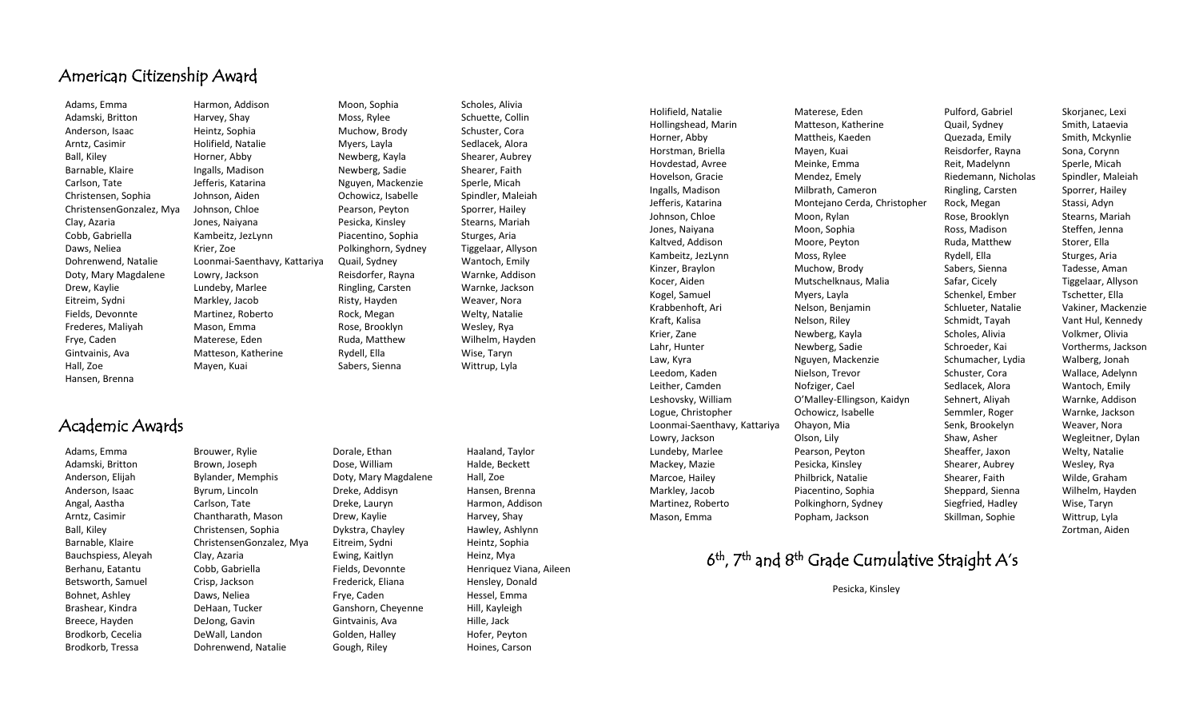## American Citizenship Award

Adams, Emma
Adamski, Britton
Anderson, Isaac
Arntz, Casimir
Ball, Kiley
Barnable, Klaire
Carlson, Tate
Christensen, Sophia
ChristensenGonzalez, Mya
Clay, Azaria
Cobb, Gabriella
Daws, Neliea
Dohrenwend, Natalie
Doty, Mary Magdalene
Drew, Kaylie
Eitreim, Sydni
Fields, Devonnte
Frederes, Maliyah
Frye, Caden
Gintvainis, Ava
Hall, Zoe
Hansen, Brenna
Harmon, Addison
Harvey, Shay
Heintz, Sophia
Holifield, Natalie
Horner, Abby
Ingalls, Madison
Jefferis, Katarina
Johnson, Aiden
Johnson, Chloe
Jones, Naiyana
Kambeitz, JezLynn
Krier, Zoe
Loonmai-Saenthavy, Kattariya
Lowry, Jackson
Lundeby, Marlee
Markley, Jacob
Martinez, Roberto
Mason, Emma
Materese, Eden
Matteson, Katherine
Mayen, Kuai
Moon, Sophia
Moss, Rylee
Muchow, Brody
Myers, Layla
Newberg, Kayla
Newberg, Sadie
Nguyen, Mackenzie
Ochowicz, Isabelle
Pearson, Peyton
Pesicka, Kinsley
Piacentino, Sophia
Polkinghorn, Sydney
Quail, Sydney
Reisdorfer, Rayna
Ringling, Carsten
Risty, Hayden
Rock, Megan
Rose, Brooklyn
Ruda, Matthew
Rydell, Ella
Sabers, Sienna
Scholes, Alivia
Schuette, Collin
Schuster, Cora
Sedlacek, Alora
Shearer, Aubrey
Shearer, Faith
Sperle, Micah
Spindler, Maleiah
Sporrer, Hailey
Stearns, Mariah
Sturges, Aria
Tiggelaar, Allyson
Wantoch, Emily
Warnke, Addison
Warnke, Jackson
Weaver, Nora
Welty, Natalie
Wesley, Rya
Wilhelm, Hayden
Wise, Taryn
Wittrup, Lyla

## Academic Awards

Adams, Emma
Adamski, Britton
Anderson, Elijah
Anderson, Isaac
Angal, Aastha
Arntz, Casimir
Ball, Kiley
Barnable, Klaire
Bauchspiess, Aleyah
Berhanu, Eatantu
Betsworth, Samuel
Bohnet, Ashley
Brashear, Kindra
Breece, Hayden
Brodkorb, Cecelia
Brodkorb, Tressa
Brouwer, Rylie
Brown, Joseph
Bylander, Memphis
Byrum, Lincoln
Carlson, Tate
Chantharath, Mason
Christensen, Sophia
ChristensenGonzalez, Mya
Clay, Azaria
Cobb, Gabriella
Crisp, Jackson
Daws, Neliea
DeHaan, Tucker
DeJong, Gavin
DeWall, Landon
Dohrenwend, Natalie
Dorale, Ethan
Dose, William
Doty, Mary Magdalene
Dreke, Addisyn
Dreke, Lauryn
Drew, Kaylie
Dykstra, Chayley
Eitreim, Sydni
Ewing, Kaitlyn
Fields, Devonnte
Frederick, Eliana
Frye, Caden
Ganshorn, Cheyenne
Gintvainis, Ava
Golden, Halley
Gough, Riley
Haaland, Taylor
Halde, Beckett
Hall, Zoe
Hansen, Brenna
Harmon, Addison
Harvey, Shay
Hawley, Ashlynn
Heintz, Sophia
Heinz, Mya
Henriquez Viana, Aileen
Hensley, Donald
Hessel, Emma
Hill, Kayleigh
Hille, Jack
Hofer, Peyton
Hoines, Carson
Holifield, Natalie
Hollingshead, Marin
Horner, Abby
Horstman, Briella
Hovdestad, Avree
Hovelson, Gracie
Ingalls, Madison
Jefferis, Katarina
Johnson, Chloe
Jones, Naiyana
Kaltved, Addison
Kambeitz, JezLynn
Kinzer, Braylon
Kocer, Aiden
Kogel, Samuel
Krabbenhoft, Ari
Kraft, Kalisa
Krier, Zane
Lahr, Hunter
Law, Kyra
Leedom, Kaden
Leither, Camden
Leshovsky, William
Logue, Christopher
Loonmai-Saenthavy, Kattariya
Lowry, Jackson
Lundeby, Marlee
Mackey, Mazie
Marcoe, Hailey
Markley, Jacob
Martinez, Roberto
Mason, Emma
Materese, Eden
Matteson, Katherine
Mattheis, Kaeden
Mayen, Kuai
Meinke, Emma
Mendez, Emely
Milbrath, Cameron
Montejano Cerda, Christopher
Moon, Rylan
Moon, Sophia
Moore, Peyton
Moss, Rylee
Muchow, Brody
Mutschelknaus, Malia
Myers, Layla
Nelson, Benjamin
Nelson, Riley
Newberg, Kayla
Newberg, Sadie
Nguyen, Mackenzie
Nielson, Trevor
Nofziger, Cael
O'Malley-Ellingson, Kaidyn
Ochowicz, Isabelle
Ohayon, Mia
Olson, Lily
Pearson, Peyton
Pesicka, Kinsley
Philbrick, Natalie
Piacentino, Sophia
Polkinghorn, Sydney
Popham, Jackson
Pulford, Gabriel
Quail, Sydney
Quezada, Emily
Reisdorfer, Rayna
Reit, Madelynn
Riedemann, Nicholas
Ringling, Carsten
Rock, Megan
Rose, Brooklyn
Ross, Madison
Ruda, Matthew
Rydell, Ella
Sabers, Sienna
Safar, Cicely
Schenkel, Ember
Schlueter, Natalie
Schmidt, Tayah
Scholes, Alivia
Schroeder, Kai
Schumacher, Lydia
Schuster, Cora
Sedlacek, Alora
Sehnert, Aliyah
Semmler, Roger
Senk, Brookelyn
Shaw, Asher
Sheaffer, Jaxon
Shearer, Aubrey
Shearer, Faith
Sheppard, Sienna
Siegfried, Hadley
Skillman, Sophie
Skorjanec, Lexi
Smith, Lataevia
Smith, Mckynlie
Sona, Corynn
Sperle, Micah
Spindler, Maleiah
Sporrer, Hailey
Stassi, Adyn
Stearns, Mariah
Steffen, Jenna
Storer, Ella
Sturges, Aria
Tadesse, Aman
Tiggelaar, Allyson
Tschetter, Ella
Vakiner, Mackenzie
Vant Hul, Kennedy
Volkmer, Olivia
Vortherms, Jackson
Walberg, Jonah
Wallace, Adelynn
Wantoch, Emily
Warnke, Addison
Warnke, Jackson
Weaver, Nora
Wegleitner, Dylan
Welty, Natalie
Wesley, Rya
Wilde, Graham
Wilhelm, Hayden
Wise, Taryn
Wittrup, Lyla
Zortman, Aiden

## 6th, 7th and 8th Grade Cumulative Straight A's

Pesicka, Kinsley